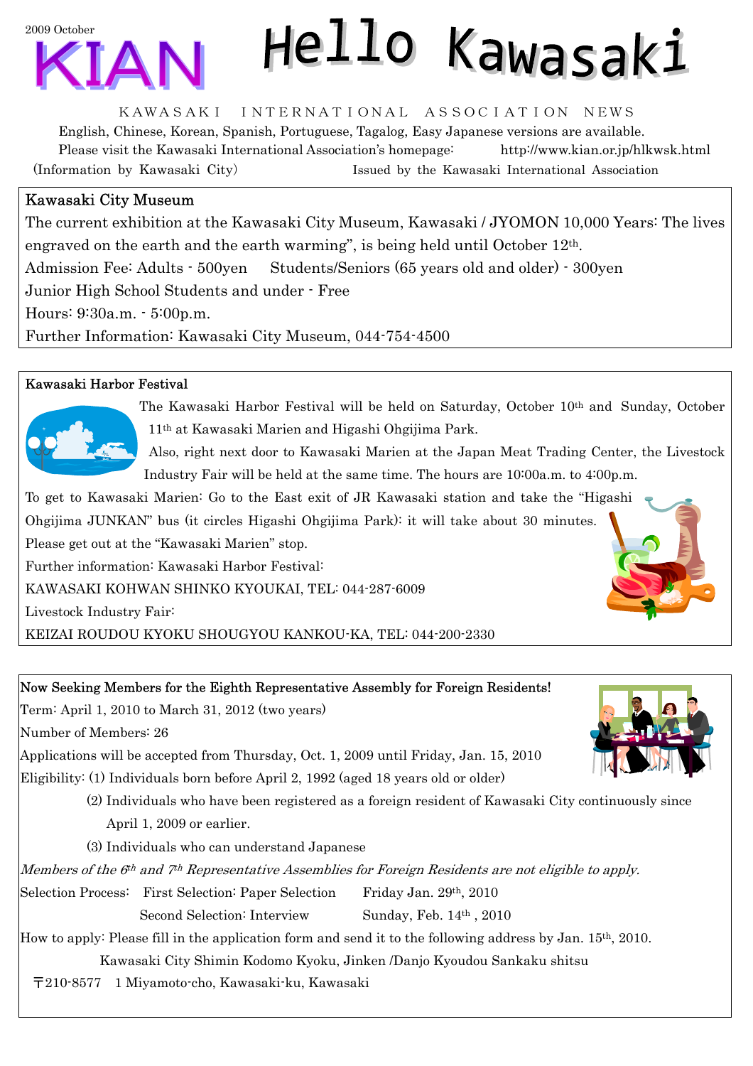2009 October

# KIAN Hello Kawasaki

KAWASAKI INTERNATIONAL ASSOCIATION NEWS

English, Chinese, Korean, Spanish, Portuguese, Tagalog, Easy Japanese versions are available.
Please visit the Kawasaki International Association's homepage: http://www.kian.or.jp/hlkwsk.html

(Information by Kawasaki City) Issued by the Kawasaki International Association

## Kawasaki City Museum

The current exhibition at the Kawasaki City Museum, Kawasaki / JYOMON 10,000 Years: The lives engraved on the earth and the earth warming", is being held until October 12th.

Admission Fee: Adults - 500yen Students/Seniors (65 years old and older) - 300yen

Junior High School Students and under - Free

Hours: 9:30a.m. - 5:00p.m.

Further Information: Kawasaki City Museum, 044-754-4500

## Kawasaki Harbor Festival

The Kawasaki Harbor Festival will be held on Saturday, October 10th and Sunday, October 11th at Kawasaki Marien and Higashi Ohgijima Park.

Also, right next door to Kawasaki Marien at the Japan Meat Trading Center, the Livestock Industry Fair will be held at the same time. The hours are 10:00a.m. to 4:00p.m.

To get to Kawasaki Marien: Go to the East exit of JR Kawasaki station and take the "Higashi Ohgijima JUNKAN" bus (it circles Higashi Ohgijima Park): it will take about 30 minutes. Please get out at the "Kawasaki Marien" stop.

Further information: Kawasaki Harbor Festival:

KAWASAKI KOHWAN SHINKO KYOUKAI, TEL: 044-287-6009

Livestock Industry Fair:

KEIZAI ROUDOU KYOKU SHOUGYOU KANKOU-KA, TEL: 044-200-2330

## Now Seeking Members for the Eighth Representative Assembly for Foreign Residents!

Term: April 1, 2010 to March 31, 2012 (two years)

Number of Members: 26

Applications will be accepted from Thursday, Oct. 1, 2009 until Friday, Jan. 15, 2010

Eligibility: (1) Individuals born before April 2, 1992 (aged 18 years old or older)

(2) Individuals who have been registered as a foreign resident of Kawasaki City continuously since April 1, 2009 or earlier.

(3) Individuals who can understand Japanese

*Members of the 6th and 7th Representative Assemblies for Foreign Residents are not eligible to apply.*

Selection Process: First Selection: Paper Selection Friday Jan. 29th, 2010

Second Selection: Interview Sunday, Feb. 14th, 2010

How to apply: Please fill in the application form and send it to the following address by Jan. 15th, 2010.

Kawasaki City Shimin Kodomo Kyoku, Jinken /Danjo Kyoudou Sankaku shitsu

〒210-8577 1 Miyamoto-cho, Kawasaki-ku, Kawasaki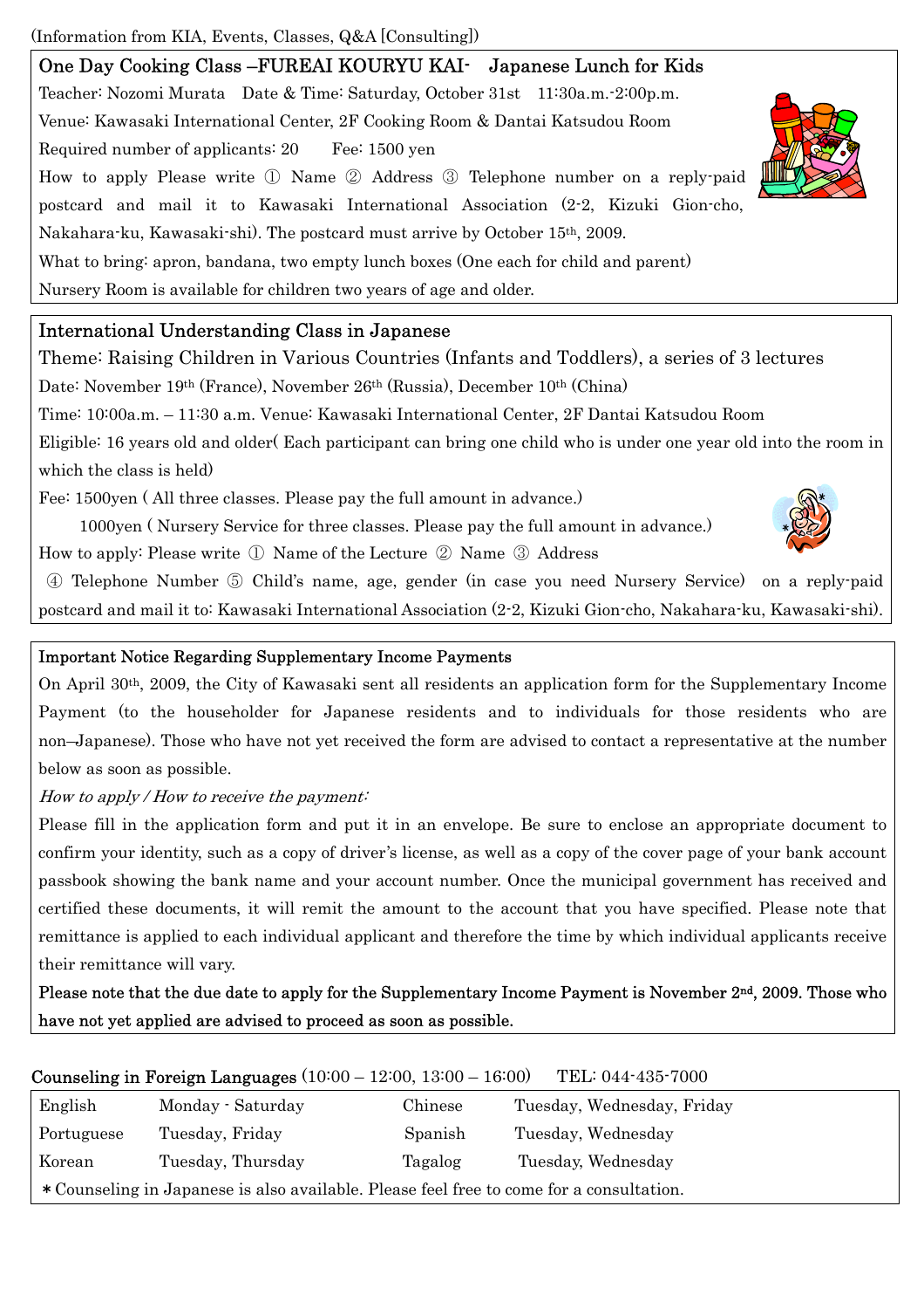(Information from KIA, Events, Classes, Q&A [Consulting])

## One Day Cooking Class –FUREAI KOURYU KAI- Japanese Lunch for Kids

Teacher: Nozomi Murata Date & Time: Saturday, October 31st 11:30a.m.-2:00p.m.

Venue: Kawasaki International Center, 2F Cooking Room & Dantai Katsudou Room

Required number of applicants: 20 Fee: 1500 yen

How to apply Please write ① Name ② Address ③ Telephone number on a reply-paid postcard and mail it to Kawasaki International Association (2-2, Kizuki Gion-cho, Nakahara-ku, Kawasaki-shi). The postcard must arrive by October 15th, 2009.

What to bring: apron, bandana, two empty lunch boxes (One each for child and parent)

Nursery Room is available for children two years of age and older.

## International Understanding Class in Japanese

Theme: Raising Children in Various Countries (Infants and Toddlers), a series of 3 lectures

Date: November 19th (France), November 26th (Russia), December 10th (China)

Time: 10:00a.m. – 11:30 a.m. Venue: Kawasaki International Center, 2F Dantai Katsudou Room

Eligible: 16 years old and older( Each participant can bring one child who is under one year old into the room in which the class is held)

Fee: 1500yen ( All three classes. Please pay the full amount in advance.)

1000yen ( Nursery Service for three classes. Please pay the full amount in advance.)

How to apply: Please write ① Name of the Lecture ② Name ③ Address ④ Telephone Number ⑤ Child's name, age, gender (in case you need Nursery Service) on a reply-paid postcard and mail it to: Kawasaki International Association (2-2, Kizuki Gion-cho, Nakahara-ku, Kawasaki-shi).

## Important Notice Regarding Supplementary Income Payments

On April 30th, 2009, the City of Kawasaki sent all residents an application form for the Supplementary Income Payment (to the householder for Japanese residents and to individuals for those residents who are non–Japanese). Those who have not yet received the form are advised to contact a representative at the number below as soon as possible.

*How to apply / How to receive the payment:*

Please fill in the application form and put it in an envelope. Be sure to enclose an appropriate document to confirm your identity, such as a copy of driver's license, as well as a copy of the cover page of your bank account passbook showing the bank name and your account number. Once the municipal government has received and certified these documents, it will remit the amount to the account that you have specified. Please note that remittance is applied to each individual applicant and therefore the time by which individual applicants receive their remittance will vary.

**Please note that the due date to apply for the Supplementary Income Payment is November 2nd, 2009. Those who have not yet applied are advised to proceed as soon as possible.**

## Counseling in Foreign Languages (10:00 – 12:00, 13:00 – 16:00) TEL: 044-435-7000

| | | | |
|---|---|---|---|
| English | Monday - Saturday | Chinese | Tuesday, Wednesday, Friday |
| Portuguese | Tuesday, Friday | Spanish | Tuesday, Wednesday |
| Korean | Tuesday, Thursday | Tagalog | Tuesday, Wednesday |

＊Counseling in Japanese is also available. Please feel free to come for a consultation.